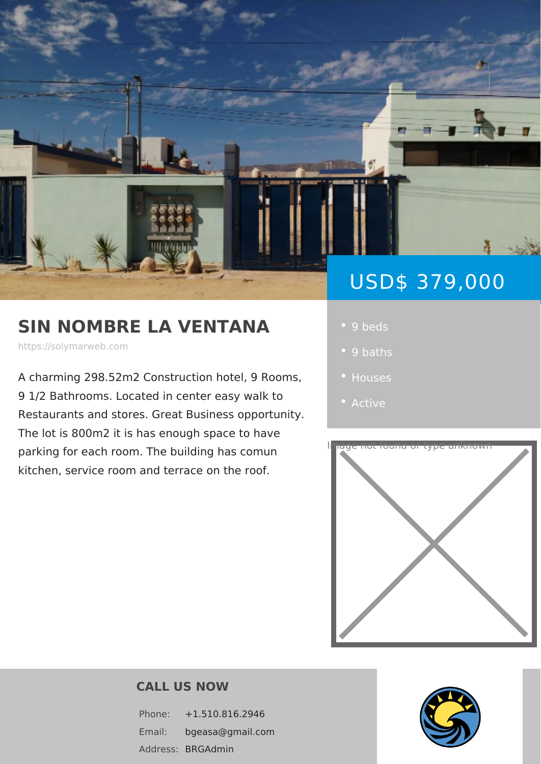USD$ 379,000

# SIN NOMBRE LA VENTANA

https://solymarweb.com

A charming 298.52m2 Construction hotel, 9 Rooms, 9 1/2 Bathrooms. Located in center easy walk to Restaurants and stores. Great Business opportunity. The lot is 800m2 it is has enough space to have parking for each room. The building has comun kitchen, service room and terrace on the roof.

- 9 beds
- 9 baths
- Houses
- Active

Image not found or type unknown

## CALL US NOW

| | |
|---|---|
| Phone: | +1.510.816.2946 |
| Email: | bgeasa@gmail.com |
| Address: | BRGAdmin |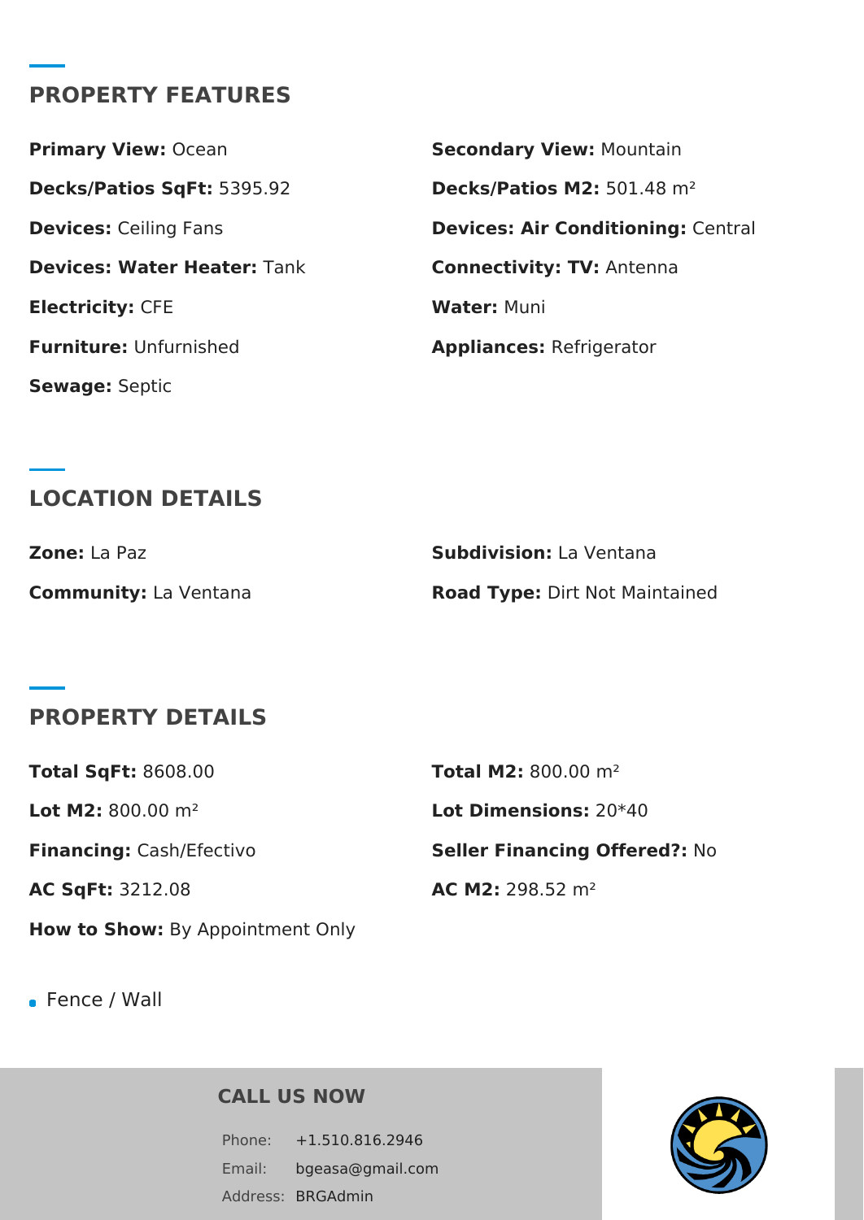## PROPERTY FEATURES

**Primary View:** Ocean

**Secondary View:** Mountain

**Decks/Patios SqFt:** 5395.92

**Decks/Patios M2:** 501.48 m²

**Devices:** Ceiling Fans

**Devices: Air Conditioning:** Central

**Devices: Water Heater:** Tank

**Connectivity: TV:** Antenna

**Electricity:** CFE

**Water:** Muni

**Furniture:** Unfurnished

**Appliances:** Refrigerator

**Sewage:** Septic

## LOCATION DETAILS

**Zone:** La Paz

**Subdivision:** La Ventana

**Community:** La Ventana

**Road Type:** Dirt Not Maintained

## PROPERTY DETAILS

**Total SqFt:** 8608.00

**Total M2:** 800.00 m²

**Lot M2:** 800.00 m²

**Lot Dimensions:** 20*40

**Financing:** Cash/Efectivo

**Seller Financing Offered?:** No

**AC SqFt:** 3212.08

**AC M2:** 298.52 m²

**How to Show:** By Appointment Only

- Fence / Wall

### CALL US NOW

Phone: +1.510.816.2946

Email: bgeasa@gmail.com

Address: BRGAdmin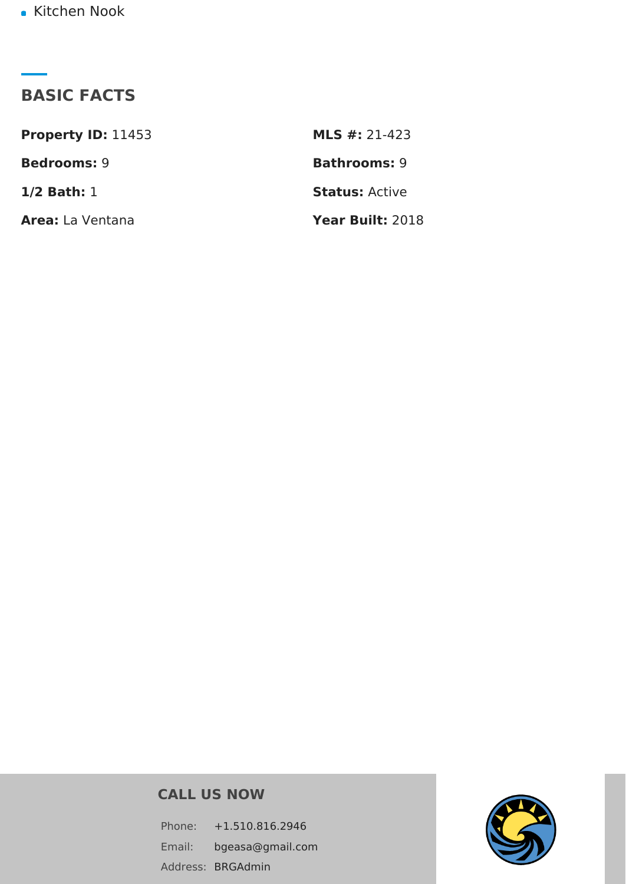- Kitchen Nook

## BASIC FACTS

**Property ID:** 11453

**MLS #:** 21-423

**Bedrooms:** 9

**Bathrooms:** 9

**1/2 Bath:** 1

**Status:** Active

**Area:** La Ventana

**Year Built:** 2018

### CALL US NOW

| | |
|---|---|
| Phone: | +1.510.816.2946 |
| Email: | bgeasa@gmail.com |
| Address: | BRGAdmin |